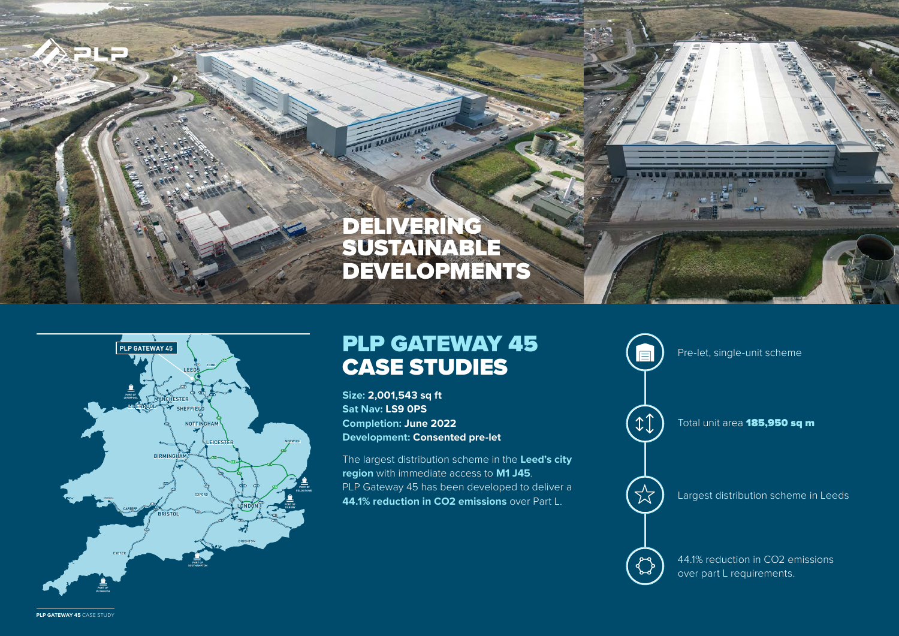# DELIVERING SUSTAINABLE DEVELOPMENTS

## PLP GATEWAY 45 CASE STUDIES

**Size: 2,001,543 sq ft**
**Sat Nav: LS9 0PS**
**Completion: June 2022**
**Development: Consented pre-let**

The largest distribution scheme in the **Leed's city region** with immediate access to **M1 J45**.
PLP Gateway 45 has been developed to deliver a **44.1% reduction in CO2 emissions** over Part L.

- Pre-let, single-unit scheme
- Total unit area **185,950 sq m**
- Largest distribution scheme in Leeds
- 44.1% reduction in CO2 emissions over part L requirements.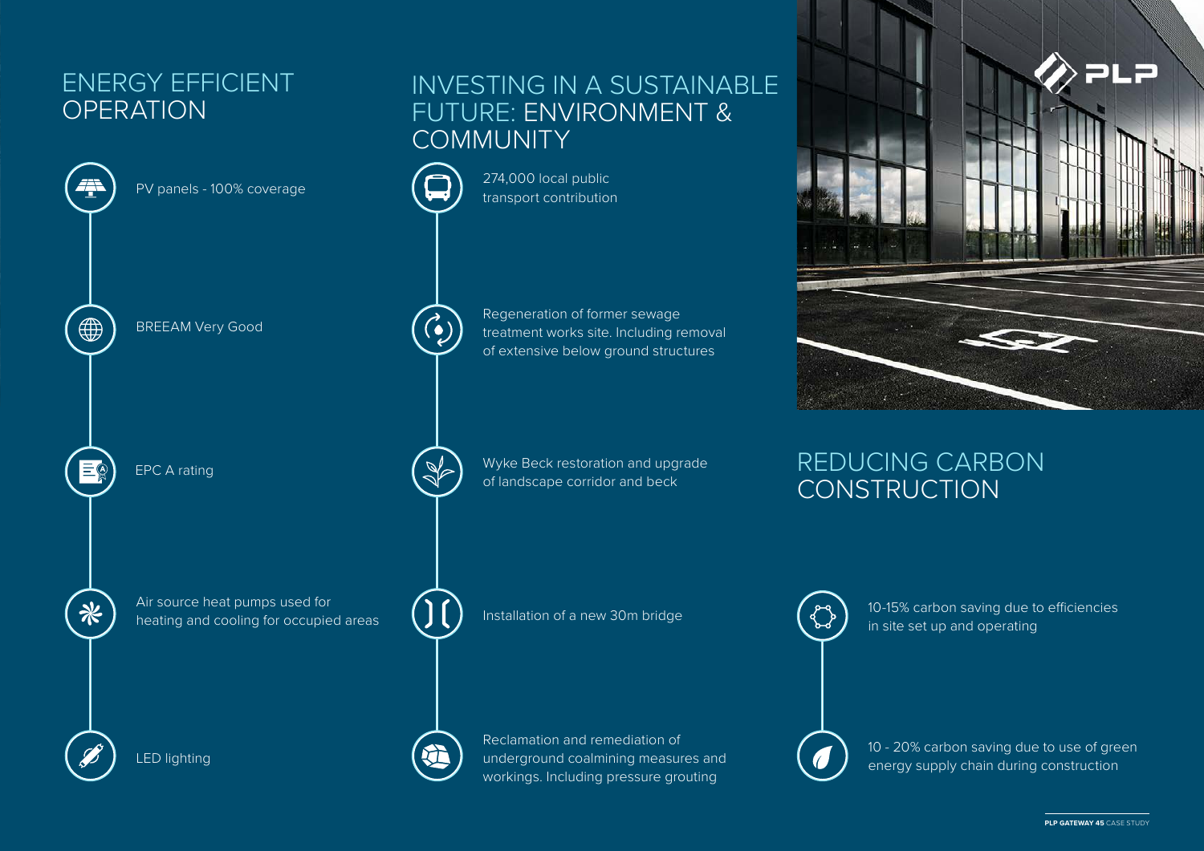## ENERGY EFFICIENT OPERATION

- PV panels - 100% coverage
- BREEAM Very Good
- EPC A rating
- Air source heat pumps used for heating and cooling for occupied areas
- LED lighting

## INVESTING IN A SUSTAINABLE FUTURE: ENVIRONMENT & COMMUNITY

- 274,000 local public transport contribution
- Regeneration of former sewage treatment works site. Including removal of extensive below ground structures
- Wyke Beck restoration and upgrade of landscape corridor and beck
- Installation of a new 30m bridge
- Reclamation and remediation of underground coalmining measures and workings. Including pressure grouting

## REDUCING CARBON CONSTRUCTION

- 10-15% carbon saving due to efficiencies in site set up and operating
- 10 - 20% carbon saving due to use of green energy supply chain during construction